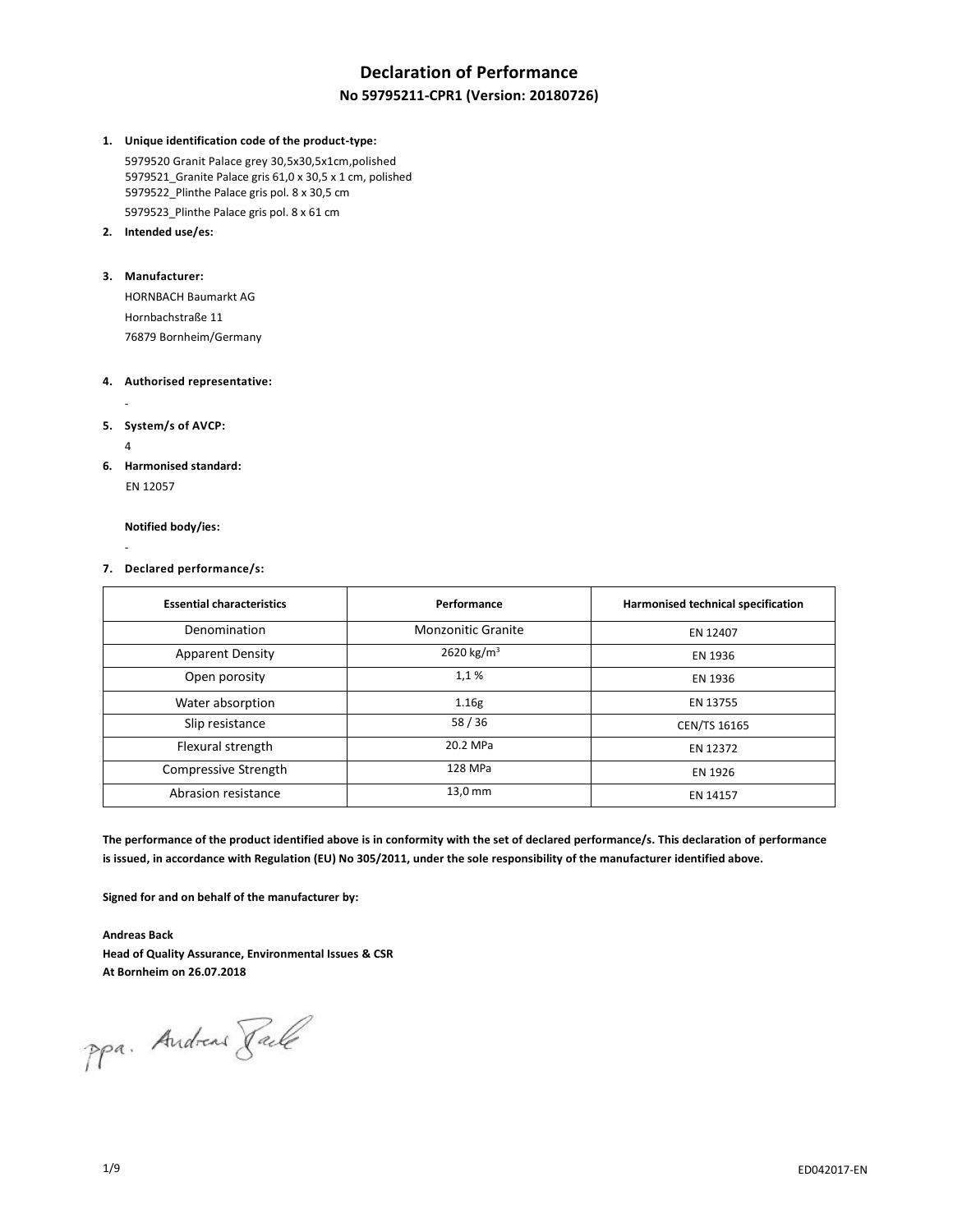# Declaration of Performance

## No 59795211-CPR1 (Version: 20180726)

1. **Unique identification code of the product-type:**

   5979520 Granit Palace grey 30,5x30,5x1cm,polished
   5979521_Granite Palace gris 61,0 x 30,5 x 1 cm, polished
   5979522_Plinthe Palace gris pol. 8 x 30,5 cm
   5979523_Plinthe Palace gris pol. 8 x 61 cm

2. **Intended use/es:**

3. **Manufacturer:**

   HORNBACH Baumarkt AG
   Hornbachstraße 11
   76879 Bornheim/Germany

4. **Authorised representative:**

   -

5. **System/s of AVCP:**

   4

6. **Harmonised standard:**

   EN 12057

   **Notified body/ies:**

   -

7. **Declared performance/s:**

| Essential characteristics | Performance | Harmonised technical specification |
| --- | --- | --- |
| Denomination | Monzonitic Granite | EN 12407 |
| Apparent Density | 2620 kg/m$^3$ | EN 1936 |
| Open porosity | 1,1 % | EN 1936 |
| Water absorption | 1.16g | EN 13755 |
| Slip resistance | 58 / 36 | CEN/TS 16165 |
| Flexural strength | 20.2 MPa | EN 12372 |
| Compressive Strength | 128 MPa | EN 1926 |
| Abrasion resistance | 13,0 mm | EN 14157 |

**The performance of the product identified above is in conformity with the set of declared performance/s. This declaration of performance is issued, in accordance with Regulation (EU) No 305/2011, under the sole responsibility of the manufacturer identified above.**

**Signed for and on behalf of the manufacturer by:**

**Andreas Back**
**Head of Quality Assurance, Environmental Issues & CSR**
**At Bornheim on 26.07.2018**

ppa. Andreas Back

ED042017-EN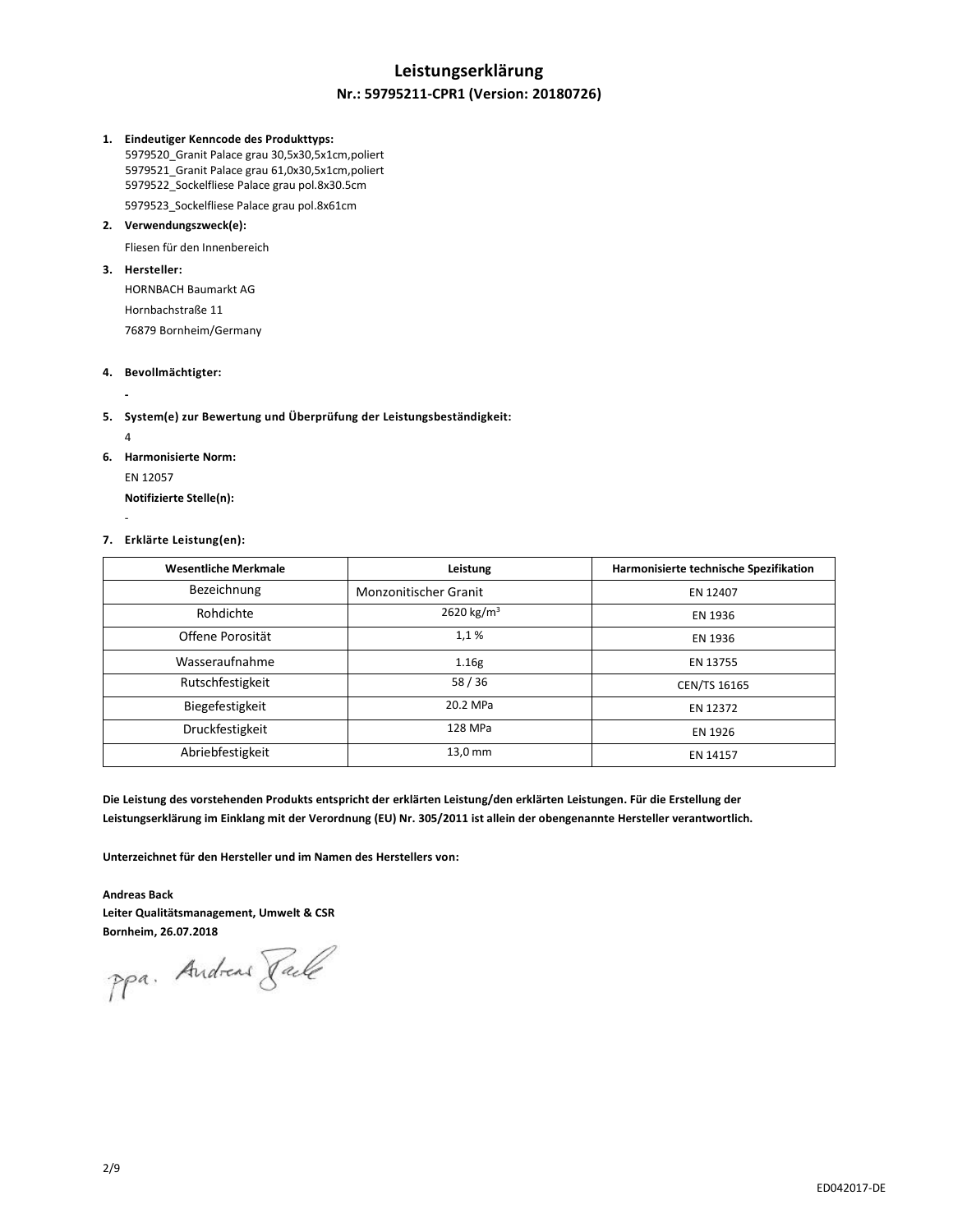# Leistungserklärung

## Nr.: 59795211-CPR1 (Version: 20180726)

1. **Eindeutiger Kenncode des Produkttyps:**
   5979520_Granit Palace grau 30,5x30,5x1cm,poliert
   5979521_Granit Palace grau 61,0x30,5x1cm,poliert
   5979522_Sockelfliese Palace grau pol.8x30.5cm
   5979523_Sockelfliese Palace grau pol.8x61cm
2. **Verwendungszweck(e):**
   Fliesen für den Innenbereich
3. **Hersteller:**
   HORNBACH Baumarkt AG
   Hornbachstraße 11
   76879 Bornheim/Germany
4. **Bevollmächtigter:**
   -
5. **System(e) zur Bewertung und Überprüfung der Leistungsbeständigkeit:**
   4
6. **Harmonisierte Norm:**
   EN 12057
   **Notifizierte Stelle(n):**
   -
7. **Erklärte Leistung(en):**

| Wesentliche Merkmale | Leistung | Harmonisierte technische Spezifikation |
|---|---|---|
| Bezeichnung | Monzonitischer Granit | EN 12407 |
| Rohdichte | 2620 kg/m³ | EN 1936 |
| Offene Porosität | 1,1 % | EN 1936 |
| Wasseraufnahme | 1.16g | EN 13755 |
| Rutschfestigkeit | 58 / 36 | CEN/TS 16165 |
| Biegefestigkeit | 20.2 MPa | EN 12372 |
| Druckfestigkeit | 128 MPa | EN 1926 |
| Abriebfestigkeit | 13,0 mm | EN 14157 |

**Die Leistung des vorstehenden Produkts entspricht der erklärten Leistung/den erklärten Leistungen. Für die Erstellung der Leistungserklärung im Einklang mit der Verordnung (EU) Nr. 305/2011 ist allein der obengenannte Hersteller verantwortlich.**

**Unterzeichnet für den Hersteller und im Namen des Herstellers von:**

**Andreas Back**
**Leiter Qualitätsmanagement, Umwelt & CSR**
**Bornheim, 26.07.2018**

ppa. Andreas Back

ED042017-DE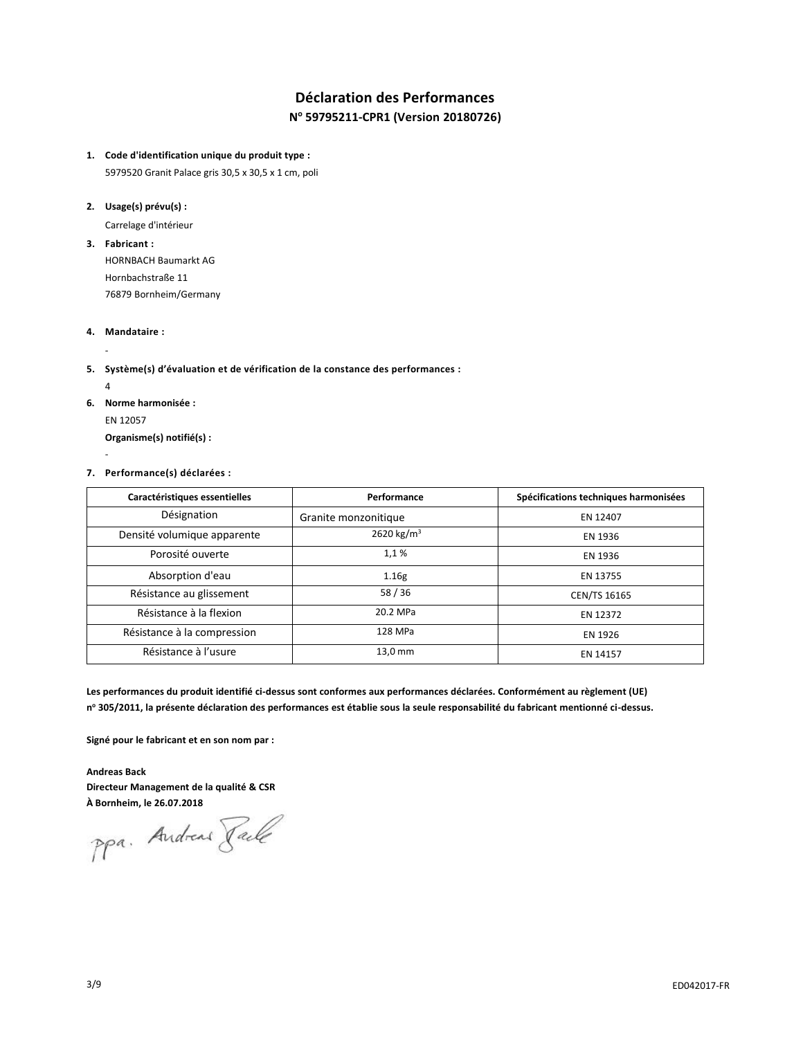# Déclaration des Performances

## N° 59795211-CPR1 (Version 20180726)

1. **Code d'identification unique du produit type :**
   5979520 Granit Palace gris 30,5 x 30,5 x 1 cm, poli

2. **Usage(s) prévu(s) :**
   Carrelage d'intérieur

3. **Fabricant :**
   HORNBACH Baumarkt AG
   Hornbachstraße 11
   76879 Bornheim/Germany

4. **Mandataire :**
   -

5. **Système(s) d'évaluation et de vérification de la constance des performances :**
   4

6. **Norme harmonisée :**
   EN 12057
   **Organisme(s) notifié(s) :**
   -

7. **Performance(s) déclarées :**

| Caractéristiques essentielles | Performance | Spécifications techniques harmonisées |
|---|---|---|
| Désignation | Granite monzonitique | EN 12407 |
| Densité volumique apparente | 2620 kg/m³ | EN 1936 |
| Porosité ouverte | 1,1 % | EN 1936 |
| Absorption d'eau | 1.16g | EN 13755 |
| Résistance au glissement | 58 / 36 | CEN/TS 16165 |
| Résistance à la flexion | 20.2 MPa | EN 12372 |
| Résistance à la compression | 128 MPa | EN 1926 |
| Résistance à l'usure | 13,0 mm | EN 14157 |

**Les performances du produit identifié ci-dessus sont conformes aux performances déclarées. Conformément au règlement (UE) n° 305/2011, la présente déclaration des performances est établie sous la seule responsabilité du fabricant mentionné ci-dessus.**

**Signé pour le fabricant et en son nom par :**

**Andreas Back**
**Directeur Management de la qualité & CSR**
**À Bornheim, le 26.07.2018**

ppa. Andreas Back

ED042017-FR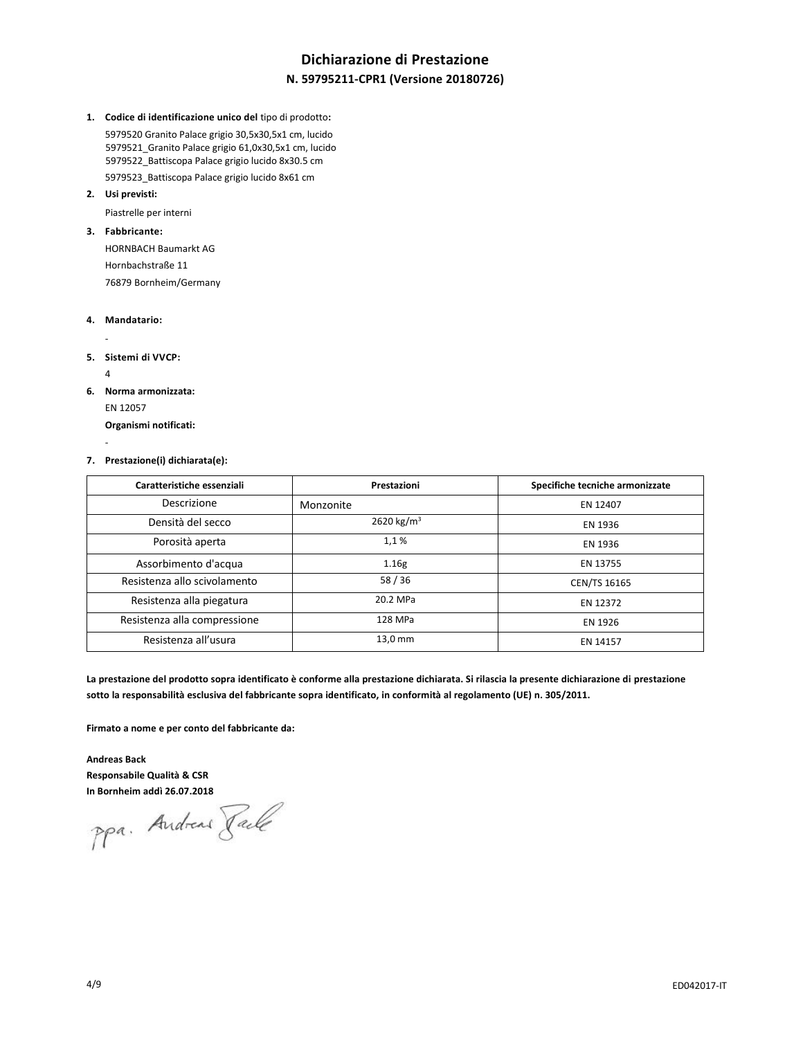# Dichiarazione di Prestazione

## N. 59795211-CPR1 (Versione 20180726)

1. **Codice di identificazione unico del** tipo di prodotto**:**

   5979520 Granito Palace grigio 30,5x30,5x1 cm, lucido
   5979521_Granito Palace grigio 61,0x30,5x1 cm, lucido
   5979522_Battiscopa Palace grigio lucido 8x30.5 cm
   5979523_Battiscopa Palace grigio lucido 8x61 cm

2. **Usi previsti:**

   Piastrelle per interni

3. **Fabbricante:**

   HORNBACH Baumarkt AG
   Hornbachstraße 11
   76879 Bornheim/Germany

4. **Mandatario:**

   -

5. **Sistemi di VVCP:**

   4

6. **Norma armonizzata:**

   EN 12057

   **Organismi notificati:**

   -

7. **Prestazione(i) dichiarata(e):**

| Caratteristiche essenziali | Prestazioni | Specifiche tecniche armonizzate |
|---|---|---|
| Descrizione | Monzonite | EN 12407 |
| Densità del secco | 2620 kg/m³ | EN 1936 |
| Porosità aperta | 1,1 % | EN 1936 |
| Assorbimento d'acqua | 1.16g | EN 13755 |
| Resistenza allo scivolamento | 58 / 36 | CEN/TS 16165 |
| Resistenza alla piegatura | 20.2 MPa | EN 12372 |
| Resistenza alla compressione | 128 MPa | EN 1926 |
| Resistenza all'usura | 13,0 mm | EN 14157 |

**La prestazione del prodotto sopra identificato è conforme alla prestazione dichiarata. Si rilascia la presente dichiarazione di prestazione sotto la responsabilità esclusiva del fabbricante sopra identificato, in conformità al regolamento (UE) n. 305/2011.**

**Firmato a nome e per conto del fabbricante da:**

**Andreas Back**
**Responsabile Qualità & CSR**
**In Bornheim addì 26.07.2018**

ppa. Andreas Back

ED042017-IT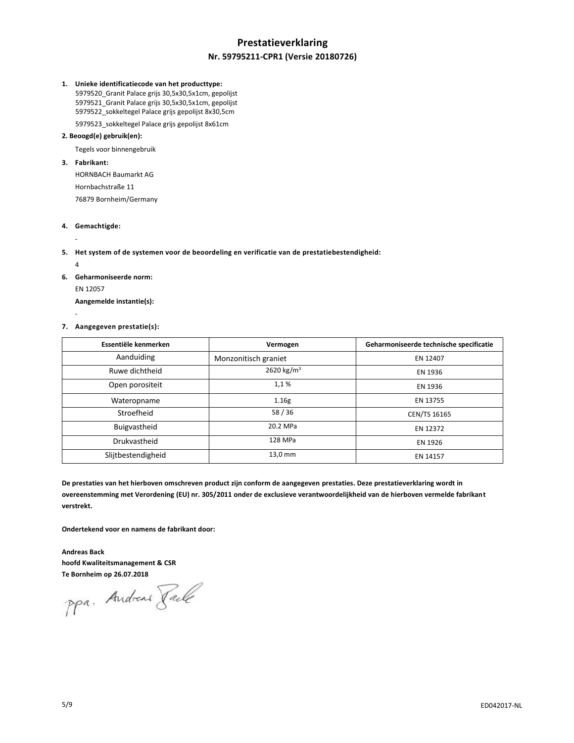# Prestatieverklaring

## Nr. 59795211-CPR1 (Versie 20180726)

1. **Unieke identificatiecode van het producttype:**
   5979520_Granit Palace grijs 30,5x30,5x1cm, gepolijst
   5979521_Granit Palace grijs 30,5x30,5x1cm, gepolijst
   5979522_sokkeltegel Palace grijs gepolijst 8x30,5cm
   5979523_sokkeltegel Palace grijs gepolijst 8x61cm

2. **Beoogd(e) gebruik(en):**

   Tegels voor binnengebruik

3. **Fabrikant:**

   HORNBACH Baumarkt AG

   Hornbachstraße 11

   76879 Bornheim/Germany

4. **Gemachtigde:**

   -

5. **Het system of de systemen voor de beoordeling en verificatie van de prestatiebestendigheid:**

   4

6. **Geharmoniseerde norm:**

   EN 12057

   **Aangemelde instantie(s):**

   -

7. **Aangegeven prestatie(s):**

| Essentiële kenmerken | Vermogen | Geharmoniseerde technische specificatie |
|---|---|---|
| Aanduiding | Monzonitisch graniet | EN 12407 |
| Ruwe dichtheid | 2620 kg/m³ | EN 1936 |
| Open porositeit | 1,1 % | EN 1936 |
| Wateropname | 1.16g | EN 13755 |
| Stroefheid | 58 / 36 | CEN/TS 16165 |
| Buigvastheid | 20.2 MPa | EN 12372 |
| Drukvastheid | 128 MPa | EN 1926 |
| Slijtbestendigheid | 13,0 mm | EN 14157 |

**De prestaties van het hierboven omschreven product zijn conform de aangegeven prestaties. Deze prestatieverklaring wordt in overeenstemming met Verordening (EU) nr. 305/2011 onder de exclusieve verantwoordelijkheid van de hierboven vermelde fabrikant verstrekt.**

**Ondertekend voor en namens de fabrikant door:**

**Andreas Back**
**hoofd Kwaliteitsmanagement & CSR**
**Te Bornheim op 26.07.2018**

ppa. Andreas Back

ED042017-NL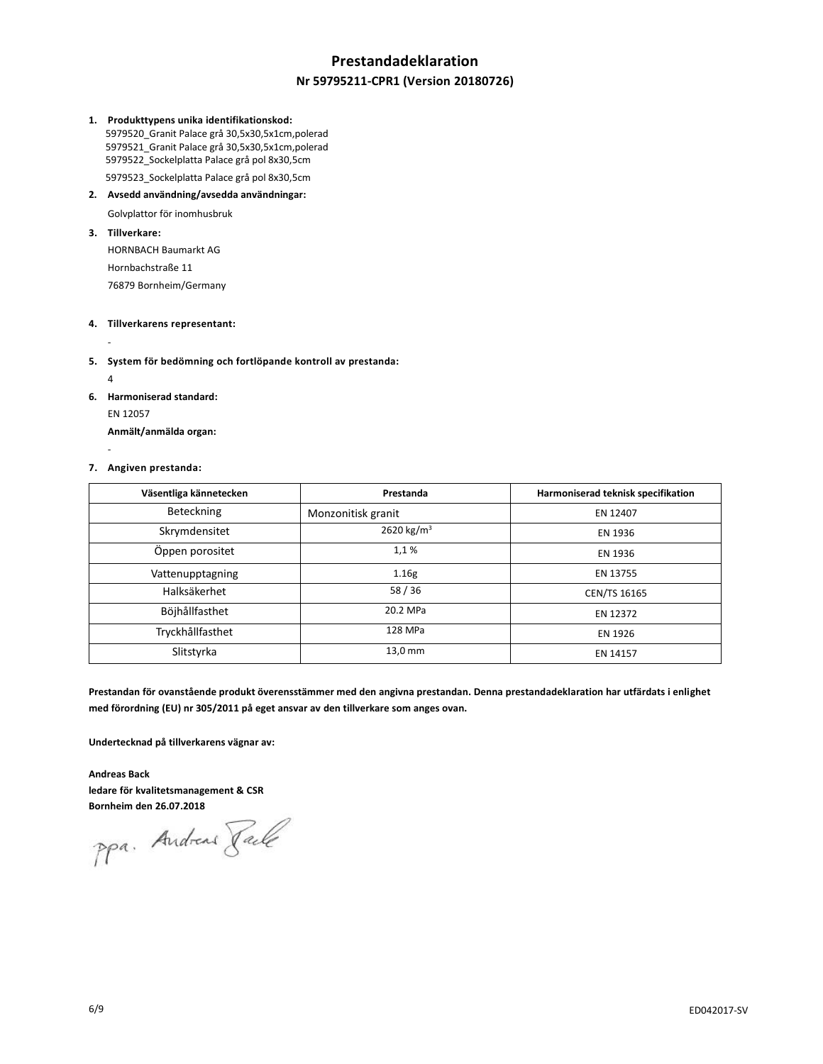# Prestandadeklaration

## Nr 59795211-CPR1 (Version 20180726)

1. **Produkttypens unika identifikationskod:**
   5979520_Granit Palace grå 30,5x30,5x1cm,polerad
   5979521_Granit Palace grå 30,5x30,5x1cm,polerad
   5979522_Sockelplatta Palace grå pol 8x30,5cm
   5979523_Sockelplatta Palace grå pol 8x30,5cm
2. **Avsedd användning/avsedda användningar:**
   Golvplattor för inomhusbruk
3. **Tillverkare:**
   HORNBACH Baumarkt AG
   Hornbachstraße 11
   76879 Bornheim/Germany
4. **Tillverkarens representant:**
   -
5. **System för bedömning och fortlöpande kontroll av prestanda:**
   4
6. **Harmoniserad standard:**
   EN 12057
   **Anmält/anmälda organ:**
   -
7. **Angiven prestanda:**

| Väsentliga kännetecken | Prestanda | Harmoniserad teknisk specifikation |
|---|---|---|
| Beteckning | Monzonitisk granit | EN 12407 |
| Skrymdensitet | 2620 kg/m³ | EN 1936 |
| Öppen porositet | 1,1 % | EN 1936 |
| Vattenupptagning | 1.16g | EN 13755 |
| Halksäkerhet | 58 / 36 | CEN/TS 16165 |
| Böjhållfasthet | 20.2 MPa | EN 12372 |
| Tryckhållfasthet | 128 MPa | EN 1926 |
| Slitstyrka | 13,0 mm | EN 14157 |

**Prestandan för ovanstående produkt överensstämmer med den angivna prestandan. Denna prestandadeklaration har utfärdats i enlighet med förordning (EU) nr 305/2011 på eget ansvar av den tillverkare som anges ovan.**

**Undertecknad på tillverkarens vägnar av:**

**Andreas Back**
**ledare för kvalitetsmanagement & CSR**
**Bornheim den 26.07.2018**

ppa. Andreas Back

ED042017-SV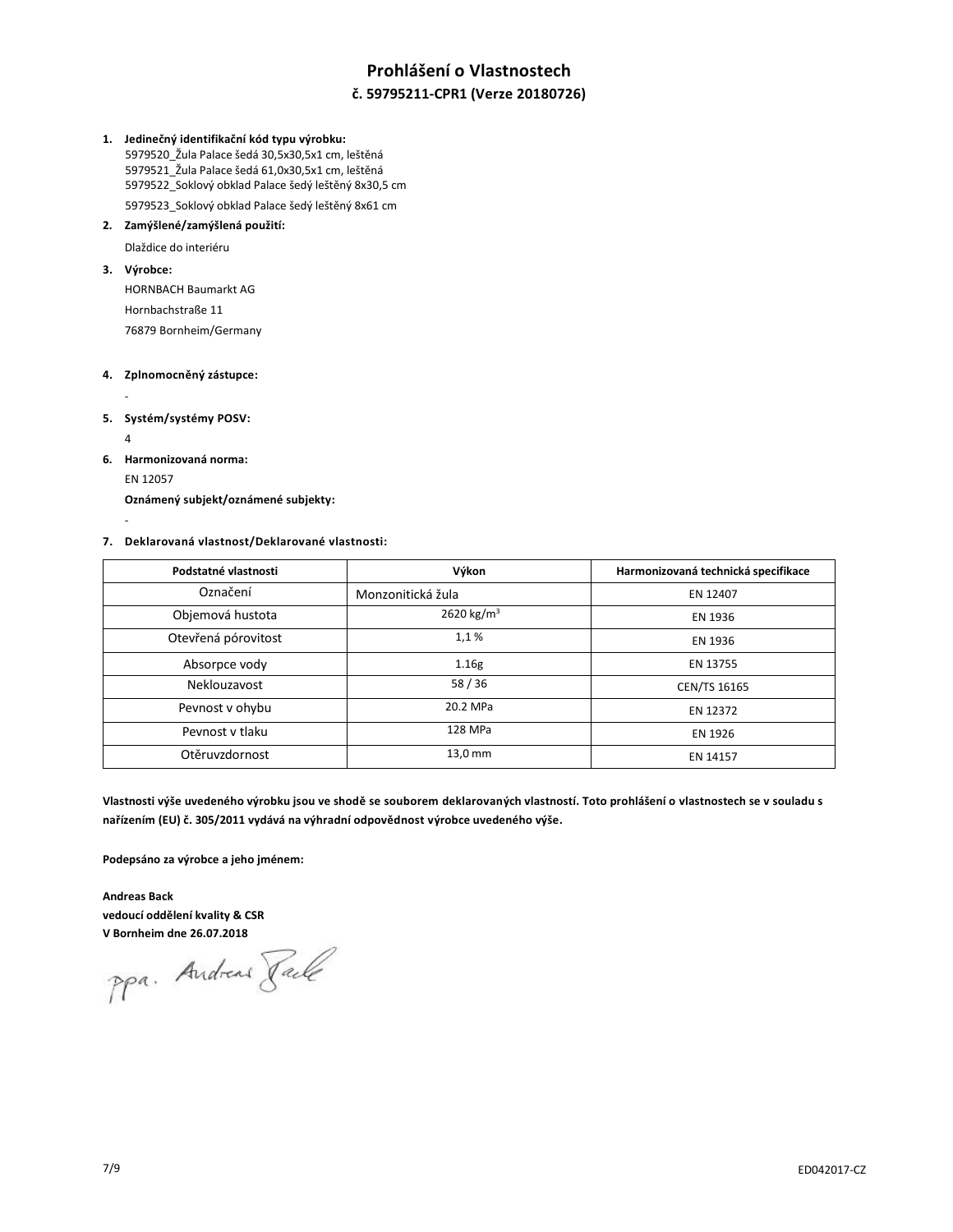# Prohlášení o Vlastnostech

## č. 59795211-CPR1 (Verze 20180726)

1. **Jedinečný identifikační kód typu výrobku:**
   5979520_Žula Palace šedá 30,5x30,5x1 cm, leštěná
   5979521_Žula Palace šedá 61,0x30,5x1 cm, leštěná
   5979522_Soklový obklad Palace šedý leštěný 8x30,5 cm
   5979523_Soklový obklad Palace šedý leštěný 8x61 cm
2. **Zamýšlené/zamýšlená použití:**
   Dlaždice do interiéru
3. **Výrobce:**
   HORNBACH Baumarkt AG
   Hornbachstraße 11
   76879 Bornheim/Germany
4. **Zplnomocněný zástupce:**
   -
5. **Systém/systémy POSV:**
   4
6. **Harmonizovaná norma:**
   EN 12057
   **Oznámený subjekt/oznámené subjekty:**
   -
7. **Deklarovaná vlastnost/Deklarované vlastnosti:**

| Podstatné vlastnosti | Výkon | Harmonizovaná technická specifikace |
|---|---|---|
| Označení | Monzonitická žula | EN 12407 |
| Objemová hustota | 2620 kg/m$^3$ | EN 1936 |
| Otevřená pórovitost | 1,1 % | EN 1936 |
| Absorpce vody | 1.16g | EN 13755 |
| Neklouzavost | 58 / 36 | CEN/TS 16165 |
| Pevnost v ohybu | 20.2 MPa | EN 12372 |
| Pevnost v tlaku | 128 MPa | EN 1926 |
| Otěruvzdornost | 13,0 mm | EN 14157 |

**Vlastnosti výše uvedeného výrobku jsou ve shodě se souborem deklarovaných vlastností. Toto prohlášení o vlastnostech se v souladu s nařízením (EU) č. 305/2011 vydává na výhradní odpovědnost výrobce uvedeného výše.**

**Podepsáno za výrobce a jeho jménem:**

**Andreas Back**
**vedoucí oddělení kvality & CSR**
**V Bornheim dne 26.07.2018**

ppa. Andreas Back

ED042017-CZ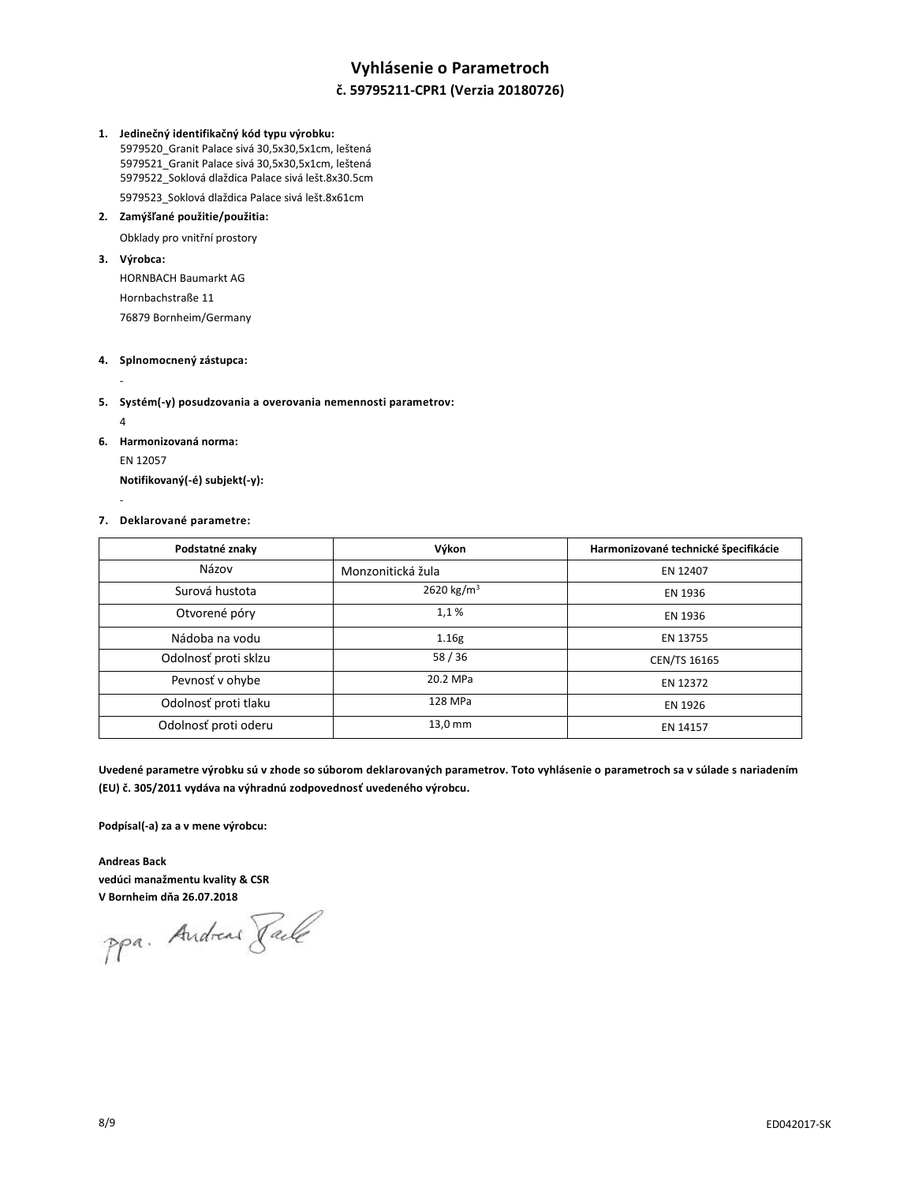# Vyhlásenie o Parametroch

## č. 59795211-CPR1 (Verzia 20180726)

1. **Jedinečný identifikačný kód typu výrobku:**
   5979520_Granit Palace sivá 30,5x30,5x1cm, leštená
   5979521_Granit Palace sivá 30,5x30,5x1cm, leštená
   5979522_Soklová dlaždica Palace sivá lešt.8x30.5cm
   5979523_Soklová dlaždica Palace sivá lešt.8x61cm
2. **Zamýšľané použitie/použitia:**
   Obklady pro vnitřní prostory
3. **Výrobca:**
   HORNBACH Baumarkt AG
   Hornbachstraße 11
   76879 Bornheim/Germany
4. **Splnomocnený zástupca:**
   -
5. **Systém(-y) posudzovania a overovania nemennosti parametrov:**
   4
6. **Harmonizovaná norma:**
   EN 12057
   **Notifikovaný(-é) subjekt(-y):**
   -
7. **Deklarované parametre:**

| Podstatné znaky | Výkon | Harmonizované technické špecifikácie |
|---|---|---|
| Názov | Monzonitická žula | EN 12407 |
| Surová hustota | 2620 kg/m³ | EN 1936 |
| Otvorené póry | 1,1 % | EN 1936 |
| Nádoba na vodu | 1.16g | EN 13755 |
| Odolnosť proti sklzu | 58 / 36 | CEN/TS 16165 |
| Pevnosť v ohybe | 20.2 MPa | EN 12372 |
| Odolnosť proti tlaku | 128 MPa | EN 1926 |
| Odolnosť proti oderu | 13,0 mm | EN 14157 |

**Uvedené parametre výrobku sú v zhode so súborom deklarovaných parametrov. Toto vyhlásenie o parametroch sa v súlade s nariadením (EU) č. 305/2011 vydáva na výhradnú zodpovednosť uvedeného výrobcu.**

**Podpísal(-a) za a v mene výrobcu:**

**Andreas Back**
**vedúci manažmentu kvality & CSR**
**V Bornheim dňa 26.07.2018**

ppa. Andreas Back

ED042017-SK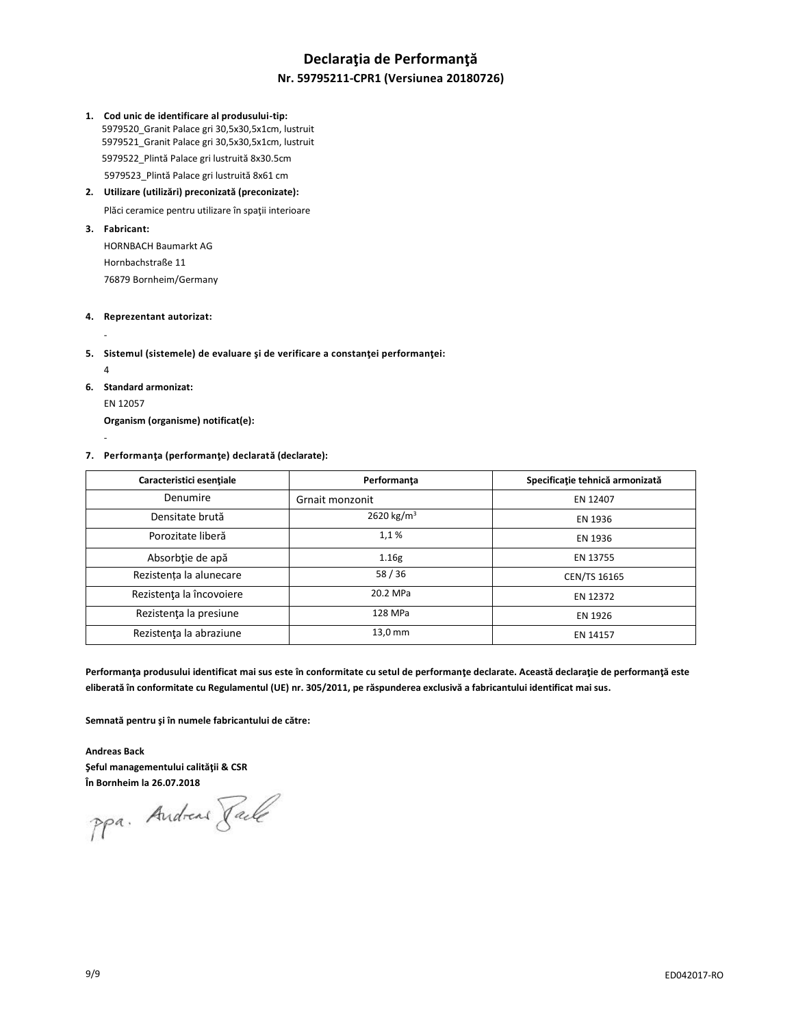# Declaraţia de Performanţă

## Nr. 59795211-CPR1 (Versiunea 20180726)

1. **Cod unic de identificare al produsului-tip:**
   5979520_Granit Palace gri 30,5x30,5x1cm, lustruit
   5979521_Granit Palace gri 30,5x30,5x1cm, lustruit
   5979522_Plintă Palace gri lustruită 8x30.5cm
   5979523_Plintă Palace gri lustruită 8x61 cm
2. **Utilizare (utilizări) preconizată (preconizate):**
   Plăci ceramice pentru utilizare în spaţii interioare
3. **Fabricant:**
   HORNBACH Baumarkt AG
   Hornbachstraße 11
   76879 Bornheim/Germany
4. **Reprezentant autorizat:**
   -
5. **Sistemul (sistemele) de evaluare şi de verificare a constanţei performanţei:**
   4
6. **Standard armonizat:**
   EN 12057
   **Organism (organisme) notificat(e):**
   -
7. **Performanţa (performanţe) declarată (declarate):**

| Caracteristici esenţiale | Performanţa | Specificaţie tehnică armonizată |
| --- | --- | --- |
| Denumire | Grnait monzonit | EN 12407 |
| Densitate brută | 2620 kg/m³ | EN 1936 |
| Porozitate liberă | 1,1 % | EN 1936 |
| Absorbţie de apă | 1.16g | EN 13755 |
| Rezistenţa la alunecare | 58 / 36 | CEN/TS 16165 |
| Rezistenţa la încovoiere | 20.2 MPa | EN 12372 |
| Rezistenţa la presiune | 128 MPa | EN 1926 |
| Rezistenţa la abraziune | 13,0 mm | EN 14157 |

**Performanţa produsului identificat mai sus este în conformitate cu setul de performanţe declarate. Această declaraţie de performanţă este eliberată în conformitate cu Regulamentul (UE) nr. 305/2011, pe răspunderea exclusivă a fabricantului identificat mai sus.**

**Semnată pentru şi în numele fabricantului de către:**

**Andreas Back**
**Şeful managementului calităţii & CSR**
**În Bornheim la 26.07.2018**

ppa. Andreas Back

ED042017-RO